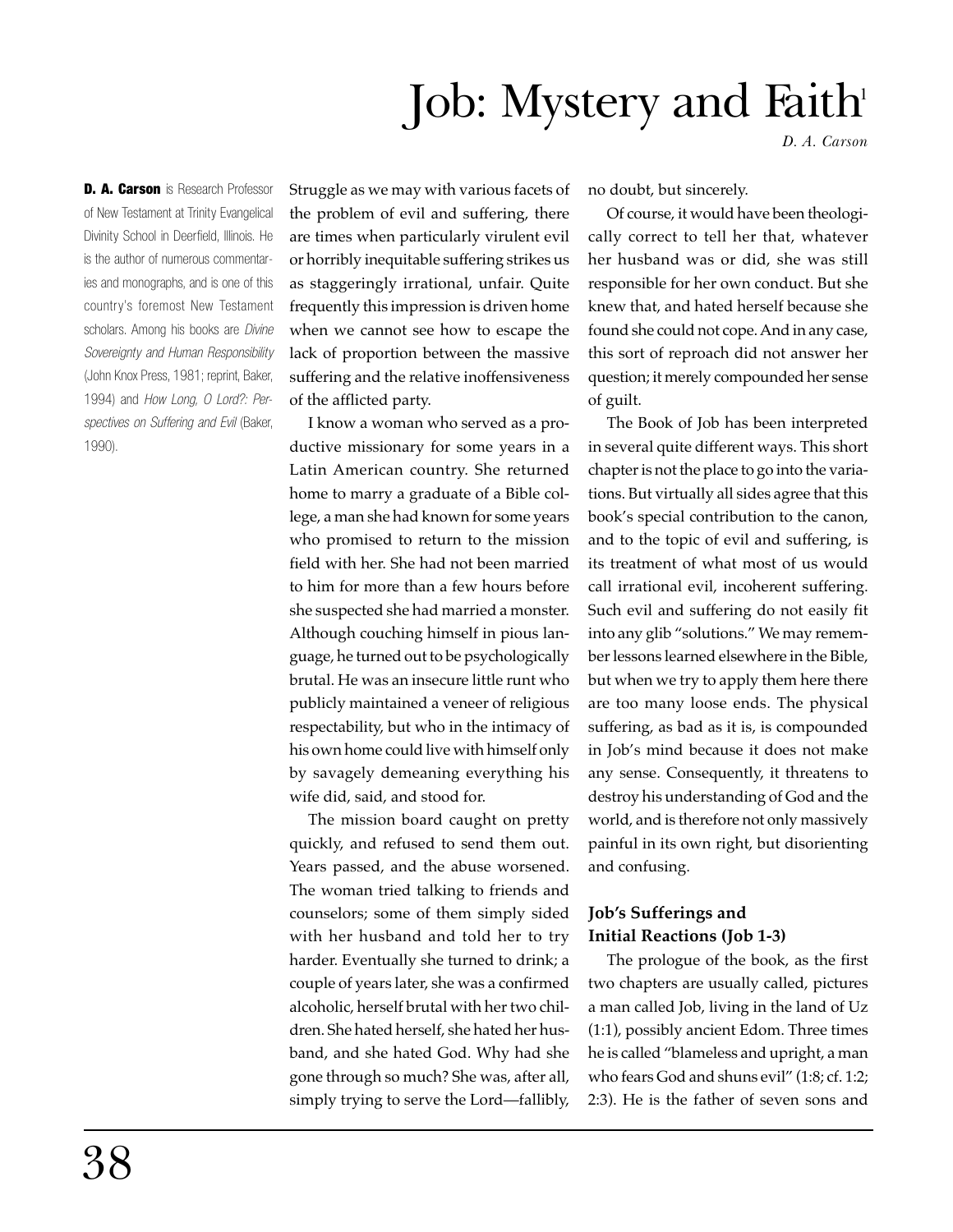# Job: Mystery and Faith[1]

*D. A. Carson*

**D. A. Carson** is Research Professor of New Testament at Trinity Evangelical Divinity School in Deerfield, Illinois. He is the author of numerous commentaries and monographs, and is one of this country's foremost New Testament scholars. Among his books are *Divine Sovereignty and Human Responsibility* (John Knox Press, 1981; reprint, Baker, 1994) and *How Long, O Lord?: Perspectives on Suffering and Evil* (Baker, 1990).

Struggle as we may with various facets of the problem of evil and suffering, there are times when particularly virulent evil or horribly inequitable suffering strikes us as staggeringly irrational, unfair. Quite frequently this impression is driven home when we cannot see how to escape the lack of proportion between the massive suffering and the relative inoffensiveness of the afflicted party.

I know a woman who served as a productive missionary for some years in a Latin American country. She returned home to marry a graduate of a Bible college, a man she had known for some years who promised to return to the mission field with her. She had not been married to him for more than a few hours before she suspected she had married a monster. Although couching himself in pious language, he turned out to be psychologically brutal. He was an insecure little runt who publicly maintained a veneer of religious respectability, but who in the intimacy of his own home could live with himself only by savagely demeaning everything his wife did, said, and stood for.

The mission board caught on pretty quickly, and refused to send them out. Years passed, and the abuse worsened. The woman tried talking to friends and counselors; some of them simply sided with her husband and told her to try harder. Eventually she turned to drink; a couple of years later, she was a confirmed alcoholic, herself brutal with her two children. She hated herself, she hated her husband, and she hated God. Why had she gone through so much? She was, after all, simply trying to serve the Lord—fallibly, no doubt, but sincerely.

Of course, it would have been theologically correct to tell her that, whatever her husband was or did, she was still responsible for her own conduct. But she knew that, and hated herself because she found she could not cope. And in any case, this sort of reproach did not answer her question; it merely compounded her sense of guilt.

The Book of Job has been interpreted in several quite different ways. This short chapter is not the place to go into the variations. But virtually all sides agree that this book's special contribution to the canon, and to the topic of evil and suffering, is its treatment of what most of us would call irrational evil, incoherent suffering. Such evil and suffering do not easily fit into any glib "solutions." We may remember lessons learned elsewhere in the Bible, but when we try to apply them here there are too many loose ends. The physical suffering, as bad as it is, is compounded in Job's mind because it does not make any sense. Consequently, it threatens to destroy his understanding of God and the world, and is therefore not only massively painful in its own right, but disorienting and confusing.

### Job's Sufferings and Initial Reactions (Job 1-3)

The prologue of the book, as the first two chapters are usually called, pictures a man called Job, living in the land of Uz (1:1), possibly ancient Edom. Three times he is called "blameless and upright, a man who fears God and shuns evil" (1:8; cf. 1:2; 2:3). He is the father of seven sons and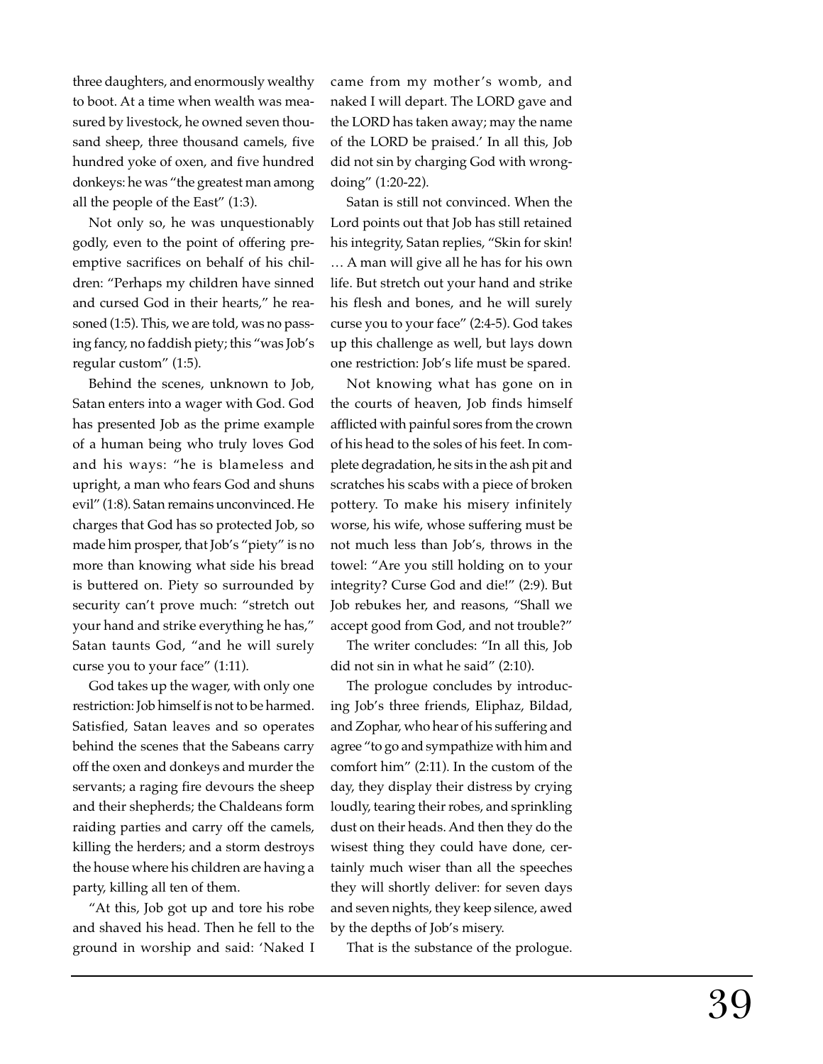three daughters, and enormously wealthy to boot. At a time when wealth was measured by livestock, he owned seven thousand sheep, three thousand camels, five hundred yoke of oxen, and five hundred donkeys: he was "the greatest man among all the people of the East" (1:3).

Not only so, he was unquestionably godly, even to the point of offering preemptive sacrifices on behalf of his children: "Perhaps my children have sinned and cursed God in their hearts," he reasoned (1:5). This, we are told, was no passing fancy, no faddish piety; this "was Job's regular custom" (1:5).

Behind the scenes, unknown to Job, Satan enters into a wager with God. God has presented Job as the prime example of a human being who truly loves God and his ways: "he is blameless and upright, a man who fears God and shuns evil" (1:8). Satan remains unconvinced. He charges that God has so protected Job, so made him prosper, that Job's "piety" is no more than knowing what side his bread is buttered on. Piety so surrounded by security can't prove much: "stretch out your hand and strike everything he has," Satan taunts God, "and he will surely curse you to your face" (1:11).

God takes up the wager, with only one restriction: Job himself is not to be harmed. Satisfied, Satan leaves and so operates behind the scenes that the Sabeans carry off the oxen and donkeys and murder the servants; a raging fire devours the sheep and their shepherds; the Chaldeans form raiding parties and carry off the camels, killing the herders; and a storm destroys the house where his children are having a party, killing all ten of them.

"At this, Job got up and tore his robe and shaved his head. Then he fell to the ground in worship and said: 'Naked I came from my mother's womb, and naked I will depart. The LORD gave and the LORD has taken away; may the name of the LORD be praised.' In all this, Job did not sin by charging God with wrongdoing" (1:20-22).

Satan is still not convinced. When the Lord points out that Job has still retained his integrity, Satan replies, "Skin for skin! … A man will give all he has for his own life. But stretch out your hand and strike his flesh and bones, and he will surely curse you to your face" (2:4-5). God takes up this challenge as well, but lays down one restriction: Job's life must be spared.

Not knowing what has gone on in the courts of heaven, Job finds himself afflicted with painful sores from the crown of his head to the soles of his feet. In complete degradation, he sits in the ash pit and scratches his scabs with a piece of broken pottery. To make his misery infinitely worse, his wife, whose suffering must be not much less than Job's, throws in the towel: "Are you still holding on to your integrity? Curse God and die!" (2:9). But Job rebukes her, and reasons, "Shall we accept good from God, and not trouble?"

The writer concludes: "In all this, Job did not sin in what he said" (2:10).

The prologue concludes by introducing Job's three friends, Eliphaz, Bildad, and Zophar, who hear of his suffering and agree "to go and sympathize with him and comfort him" (2:11). In the custom of the day, they display their distress by crying loudly, tearing their robes, and sprinkling dust on their heads. And then they do the wisest thing they could have done, certainly much wiser than all the speeches they will shortly deliver: for seven days and seven nights, they keep silence, awed by the depths of Job's misery.

That is the substance of the prologue.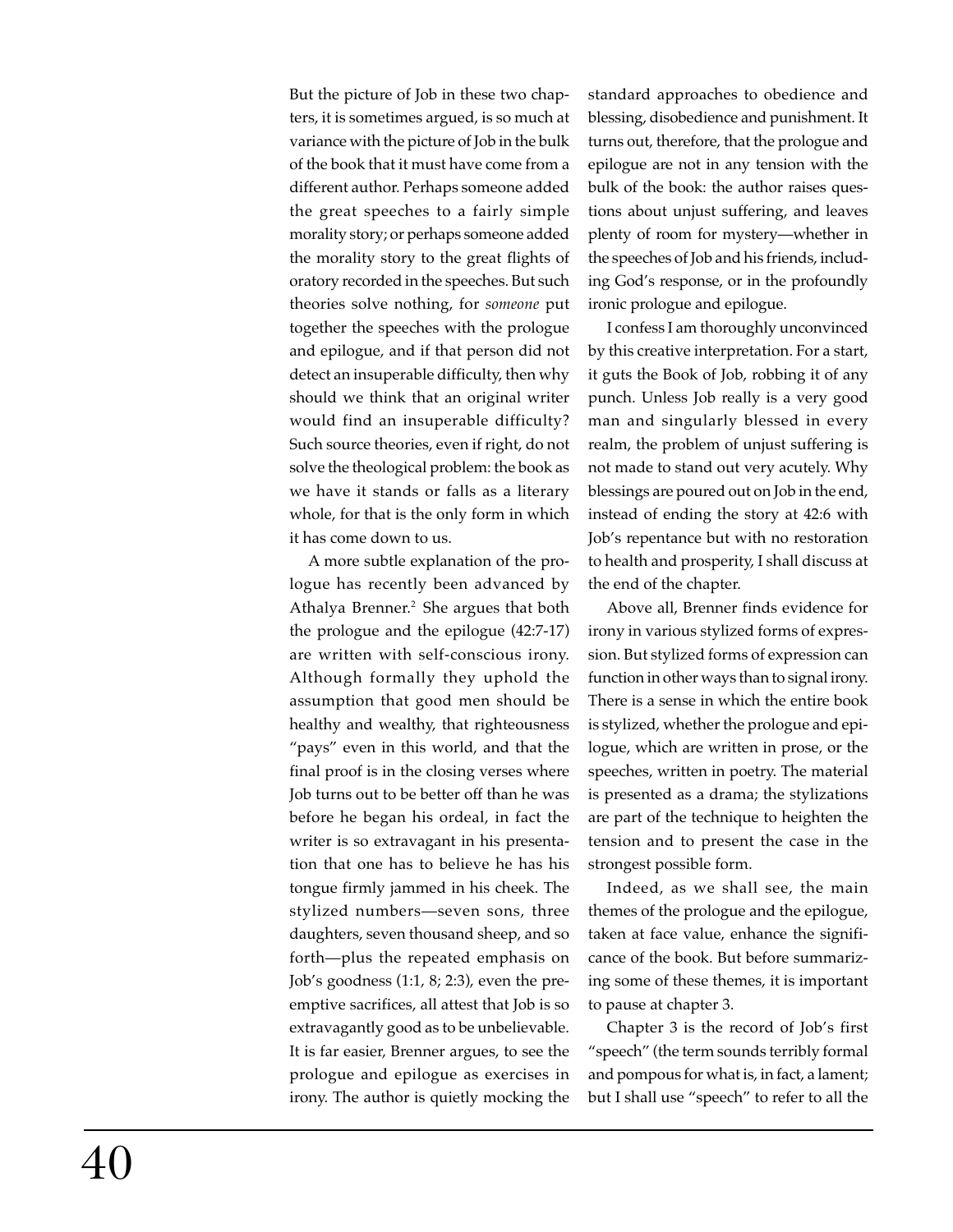But the picture of Job in these two chapters, it is sometimes argued, is so much at variance with the picture of Job in the bulk of the book that it must have come from a different author. Perhaps someone added the great speeches to a fairly simple morality story; or perhaps someone added the morality story to the great flights of oratory recorded in the speeches. But such theories solve nothing, for *someone* put together the speeches with the prologue and epilogue, and if that person did not detect an insuperable difficulty, then why should we think that an original writer would find an insuperable difficulty? Such source theories, even if right, do not solve the theological problem: the book as we have it stands or falls as a literary whole, for that is the only form in which it has come down to us.

A more subtle explanation of the prologue has recently been advanced by Athalya Brenner.[2] She argues that both the prologue and the epilogue (42:7-17) are written with self-conscious irony. Although formally they uphold the assumption that good men should be healthy and wealthy, that righteousness "pays" even in this world, and that the final proof is in the closing verses where Job turns out to be better off than he was before he began his ordeal, in fact the writer is so extravagant in his presentation that one has to believe he has his tongue firmly jammed in his cheek. The stylized numbers—seven sons, three daughters, seven thousand sheep, and so forth—plus the repeated emphasis on Job's goodness (1:1, 8; 2:3), even the preemptive sacrifices, all attest that Job is so extravagantly good as to be unbelievable. It is far easier, Brenner argues, to see the prologue and epilogue as exercises in irony. The author is quietly mocking the standard approaches to obedience and blessing, disobedience and punishment. It turns out, therefore, that the prologue and epilogue are not in any tension with the bulk of the book: the author raises questions about unjust suffering, and leaves plenty of room for mystery—whether in the speeches of Job and his friends, including God's response, or in the profoundly ironic prologue and epilogue.

I confess I am thoroughly unconvinced by this creative interpretation. For a start, it guts the Book of Job, robbing it of any punch. Unless Job really is a very good man and singularly blessed in every realm, the problem of unjust suffering is not made to stand out very acutely. Why blessings are poured out on Job in the end, instead of ending the story at 42:6 with Job's repentance but with no restoration to health and prosperity, I shall discuss at the end of the chapter.

Above all, Brenner finds evidence for irony in various stylized forms of expression. But stylized forms of expression can function in other ways than to signal irony. There is a sense in which the entire book is stylized, whether the prologue and epilogue, which are written in prose, or the speeches, written in poetry. The material is presented as a drama; the stylizations are part of the technique to heighten the tension and to present the case in the strongest possible form.

Indeed, as we shall see, the main themes of the prologue and the epilogue, taken at face value, enhance the significance of the book. But before summarizing some of these themes, it is important to pause at chapter 3.

Chapter 3 is the record of Job's first "speech" (the term sounds terribly formal and pompous for what is, in fact, a lament; but I shall use "speech" to refer to all the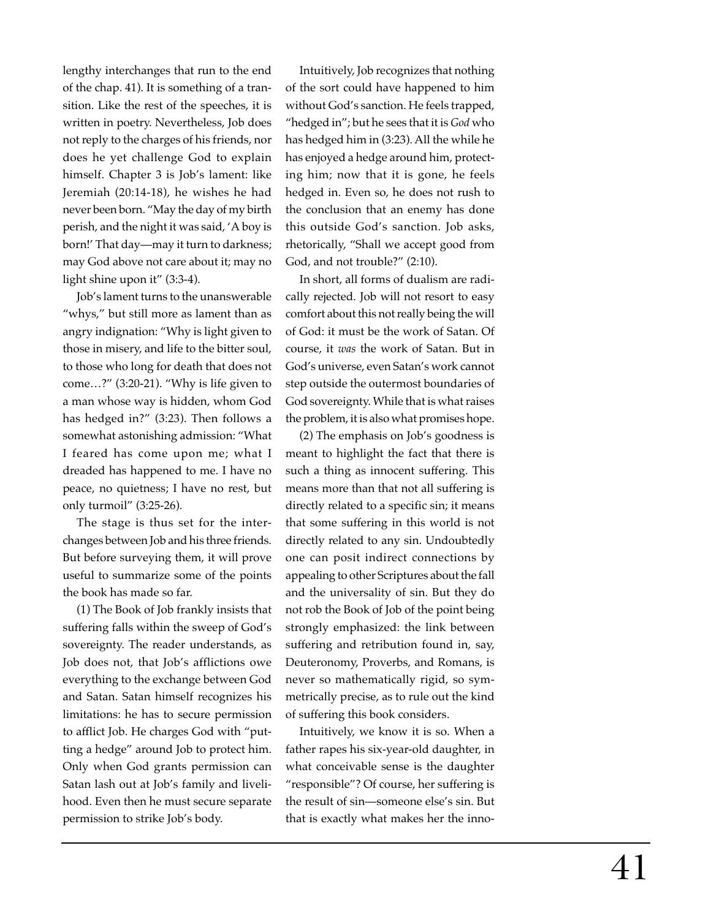lengthy interchanges that run to the end of the chap. 41). It is something of a transition. Like the rest of the speeches, it is written in poetry. Nevertheless, Job does not reply to the charges of his friends, nor does he yet challenge God to explain himself. Chapter 3 is Job's lament: like Jeremiah (20:14-18), he wishes he had never been born. "May the day of my birth perish, and the night it was said, 'A boy is born!' That day—may it turn to darkness; may God above not care about it; may no light shine upon it" (3:3-4).

Job's lament turns to the unanswerable "whys," but still more as lament than as angry indignation: "Why is light given to those in misery, and life to the bitter soul, to those who long for death that does not come…?" (3:20-21). "Why is life given to a man whose way is hidden, whom God has hedged in?" (3:23). Then follows a somewhat astonishing admission: "What I feared has come upon me; what I dreaded has happened to me. I have no peace, no quietness; I have no rest, but only turmoil" (3:25-26).

The stage is thus set for the interchanges between Job and his three friends. But before surveying them, it will prove useful to summarize some of the points the book has made so far.

(1) The Book of Job frankly insists that suffering falls within the sweep of God's sovereignty. The reader understands, as Job does not, that Job's afflictions owe everything to the exchange between God and Satan. Satan himself recognizes his limitations: he has to secure permission to afflict Job. He charges God with "putting a hedge" around Job to protect him. Only when God grants permission can Satan lash out at Job's family and livelihood. Even then he must secure separate permission to strike Job's body.

Intuitively, Job recognizes that nothing of the sort could have happened to him without God's sanction. He feels trapped, "hedged in"; but he sees that it is *God* who has hedged him in (3:23). All the while he has enjoyed a hedge around him, protecting him; now that it is gone, he feels hedged in. Even so, he does not rush to the conclusion that an enemy has done this outside God's sanction. Job asks, rhetorically, "Shall we accept good from God, and not trouble?" (2:10).

In short, all forms of dualism are radically rejected. Job will not resort to easy comfort about this not really being the will of God: it must be the work of Satan. Of course, it *was* the work of Satan. But in God's universe, even Satan's work cannot step outside the outermost boundaries of God sovereignty. While that is what raises the problem, it is also what promises hope.

(2) The emphasis on Job's goodness is meant to highlight the fact that there is such a thing as innocent suffering. This means more than that not all suffering is directly related to a specific sin; it means that some suffering in this world is not directly related to any sin. Undoubtedly one can posit indirect connections by appealing to other Scriptures about the fall and the universality of sin. But they do not rob the Book of Job of the point being strongly emphasized: the link between suffering and retribution found in, say, Deuteronomy, Proverbs, and Romans, is never so mathematically rigid, so symmetrically precise, as to rule out the kind of suffering this book considers.

Intuitively, we know it is so. When a father rapes his six-year-old daughter, in what conceivable sense is the daughter "responsible"? Of course, her suffering is the result of sin—someone else's sin. But that is exactly what makes her the inno-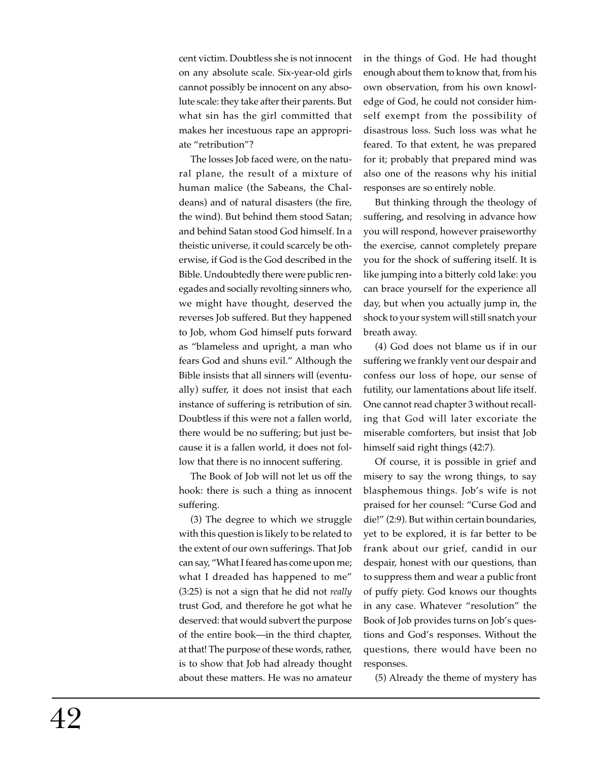cent victim. Doubtless she is not innocent on any absolute scale. Six-year-old girls cannot possibly be innocent on any absolute scale: they take after their parents. But what sin has the girl committed that makes her incestuous rape an appropriate "retribution"?

The losses Job faced were, on the natural plane, the result of a mixture of human malice (the Sabeans, the Chaldeans) and of natural disasters (the fire, the wind). But behind them stood Satan; and behind Satan stood God himself. In a theistic universe, it could scarcely be otherwise, if God is the God described in the Bible. Undoubtedly there were public renegades and socially revolting sinners who, we might have thought, deserved the reverses Job suffered. But they happened to Job, whom God himself puts forward as "blameless and upright, a man who fears God and shuns evil." Although the Bible insists that all sinners will (eventually) suffer, it does not insist that each instance of suffering is retribution of sin. Doubtless if this were not a fallen world, there would be no suffering; but just because it is a fallen world, it does not follow that there is no innocent suffering.

The Book of Job will not let us off the hook: there is such a thing as innocent suffering.

(3) The degree to which we struggle with this question is likely to be related to the extent of our own sufferings. That Job can say, "What I feared has come upon me; what I dreaded has happened to me" (3:25) is not a sign that he did not *really* trust God, and therefore he got what he deserved: that would subvert the purpose of the entire book—in the third chapter, at that! The purpose of these words, rather, is to show that Job had already thought about these matters. He was no amateur in the things of God. He had thought enough about them to know that, from his own observation, from his own knowledge of God, he could not consider himself exempt from the possibility of disastrous loss. Such loss was what he feared. To that extent, he was prepared for it; probably that prepared mind was also one of the reasons why his initial responses are so entirely noble.

But thinking through the theology of suffering, and resolving in advance how you will respond, however praiseworthy the exercise, cannot completely prepare you for the shock of suffering itself. It is like jumping into a bitterly cold lake: you can brace yourself for the experience all day, but when you actually jump in, the shock to your system will still snatch your breath away.

(4) God does not blame us if in our suffering we frankly vent our despair and confess our loss of hope, our sense of futility, our lamentations about life itself. One cannot read chapter 3 without recalling that God will later excoriate the miserable comforters, but insist that Job himself said right things (42:7).

Of course, it is possible in grief and misery to say the wrong things, to say blasphemous things. Job's wife is not praised for her counsel: "Curse God and die!" (2:9). But within certain boundaries, yet to be explored, it is far better to be frank about our grief, candid in our despair, honest with our questions, than to suppress them and wear a public front of puffy piety. God knows our thoughts in any case. Whatever "resolution" the Book of Job provides turns on Job's questions and God's responses. Without the questions, there would have been no responses.

(5) Already the theme of mystery has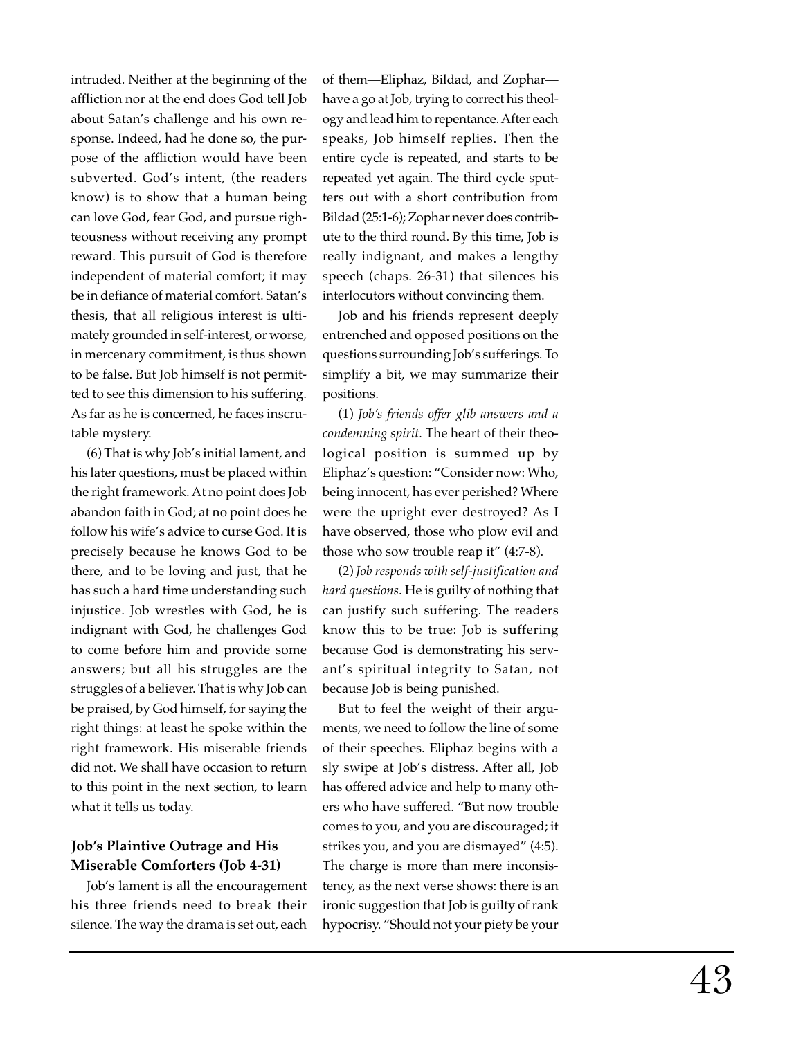intruded. Neither at the beginning of the affliction nor at the end does God tell Job about Satan's challenge and his own response. Indeed, had he done so, the purpose of the affliction would have been subverted. God's intent, (the readers know) is to show that a human being can love God, fear God, and pursue righteousness without receiving any prompt reward. This pursuit of God is therefore independent of material comfort; it may be in defiance of material comfort. Satan's thesis, that all religious interest is ultimately grounded in self-interest, or worse, in mercenary commitment, is thus shown to be false. But Job himself is not permitted to see this dimension to his suffering. As far as he is concerned, he faces inscrutable mystery.

(6) That is why Job's initial lament, and his later questions, must be placed within the right framework. At no point does Job abandon faith in God; at no point does he follow his wife's advice to curse God. It is precisely because he knows God to be there, and to be loving and just, that he has such a hard time understanding such injustice. Job wrestles with God, he is indignant with God, he challenges God to come before him and provide some answers; but all his struggles are the struggles of a believer. That is why Job can be praised, by God himself, for saying the right things: at least he spoke within the right framework. His miserable friends did not. We shall have occasion to return to this point in the next section, to learn what it tells us today.

### Job's Plaintive Outrage and His Miserable Comforters (Job 4-31)

Job's lament is all the encouragement his three friends need to break their silence. The way the drama is set out, each of them—Eliphaz, Bildad, and Zophar—have a go at Job, trying to correct his theology and lead him to repentance. After each speaks, Job himself replies. Then the entire cycle is repeated, and starts to be repeated yet again. The third cycle sputters out with a short contribution from Bildad (25:1-6); Zophar never does contribute to the third round. By this time, Job is really indignant, and makes a lengthy speech (chaps. 26-31) that silences his interlocutors without convincing them.

Job and his friends represent deeply entrenched and opposed positions on the questions surrounding Job's sufferings. To simplify a bit, we may summarize their positions.

(1) *Job's friends offer glib answers and a condemning spirit.* The heart of their theological position is summed up by Eliphaz's question: "Consider now: Who, being innocent, has ever perished? Where were the upright ever destroyed? As I have observed, those who plow evil and those who sow trouble reap it" (4:7-8).

(2) *Job responds with self-justification and hard questions.* He is guilty of nothing that can justify such suffering. The readers know this to be true: Job is suffering because God is demonstrating his servant's spiritual integrity to Satan, not because Job is being punished.

But to feel the weight of their arguments, we need to follow the line of some of their speeches. Eliphaz begins with a sly swipe at Job's distress. After all, Job has offered advice and help to many others who have suffered. "But now trouble comes to you, and you are discouraged; it strikes you, and you are dismayed" (4:5). The charge is more than mere inconsistency, as the next verse shows: there is an ironic suggestion that Job is guilty of rank hypocrisy. "Should not your piety be your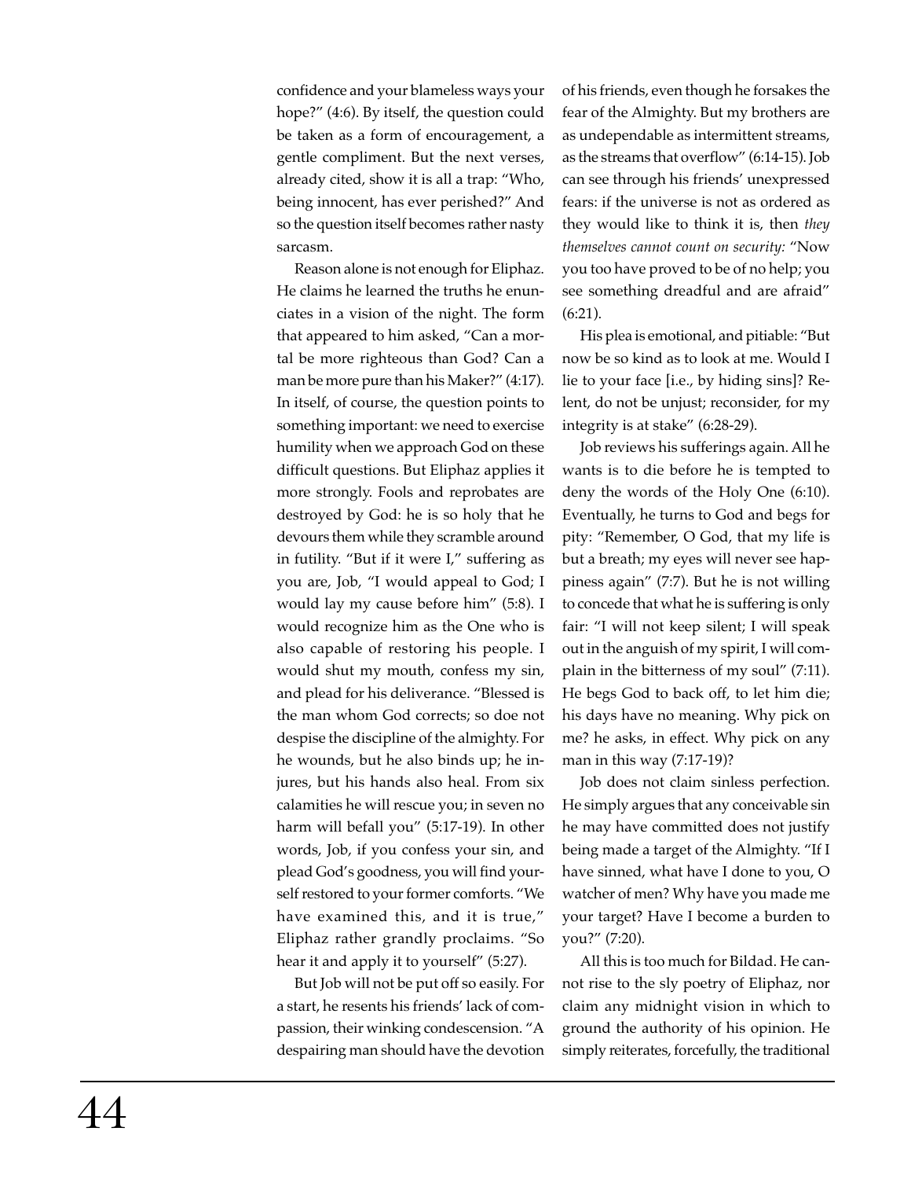confidence and your blameless ways your hope?" (4:6). By itself, the question could be taken as a form of encouragement, a gentle compliment. But the next verses, already cited, show it is all a trap: "Who, being innocent, has ever perished?" And so the question itself becomes rather nasty sarcasm.

Reason alone is not enough for Eliphaz. He claims he learned the truths he enunciates in a vision of the night. The form that appeared to him asked, "Can a mortal be more righteous than God? Can a man be more pure than his Maker?" (4:17). In itself, of course, the question points to something important: we need to exercise humility when we approach God on these difficult questions. But Eliphaz applies it more strongly. Fools and reprobates are destroyed by God: he is so holy that he devours them while they scramble around in futility. "But if it were I," suffering as you are, Job, "I would appeal to God; I would lay my cause before him" (5:8). I would recognize him as the One who is also capable of restoring his people. I would shut my mouth, confess my sin, and plead for his deliverance. "Blessed is the man whom God corrects; so doe not despise the discipline of the almighty. For he wounds, but he also binds up; he injures, but his hands also heal. From six calamities he will rescue you; in seven no harm will befall you" (5:17-19). In other words, Job, if you confess your sin, and plead God's goodness, you will find yourself restored to your former comforts. "We have examined this, and it is true," Eliphaz rather grandly proclaims. "So hear it and apply it to yourself" (5:27).

But Job will not be put off so easily. For a start, he resents his friends' lack of compassion, their winking condescension. "A despairing man should have the devotion of his friends, even though he forsakes the fear of the Almighty. But my brothers are as undependable as intermittent streams, as the streams that overflow" (6:14-15). Job can see through his friends' unexpressed fears: if the universe is not as ordered as they would like to think it is, then *they themselves cannot count on security:* "Now you too have proved to be of no help; you see something dreadful and are afraid" (6:21).

His plea is emotional, and pitiable: "But now be so kind as to look at me. Would I lie to your face [i.e., by hiding sins]? Relent, do not be unjust; reconsider, for my integrity is at stake" (6:28-29).

Job reviews his sufferings again. All he wants is to die before he is tempted to deny the words of the Holy One (6:10). Eventually, he turns to God and begs for pity: "Remember, O God, that my life is but a breath; my eyes will never see happiness again" (7:7). But he is not willing to concede that what he is suffering is only fair: "I will not keep silent; I will speak out in the anguish of my spirit, I will complain in the bitterness of my soul" (7:11). He begs God to back off, to let him die; his days have no meaning. Why pick on me? he asks, in effect. Why pick on any man in this way (7:17-19)?

Job does not claim sinless perfection. He simply argues that any conceivable sin he may have committed does not justify being made a target of the Almighty. "If I have sinned, what have I done to you, O watcher of men? Why have you made me your target? Have I become a burden to you?" (7:20).

All this is too much for Bildad. He cannot rise to the sly poetry of Eliphaz, nor claim any midnight vision in which to ground the authority of his opinion. He simply reiterates, forcefully, the traditional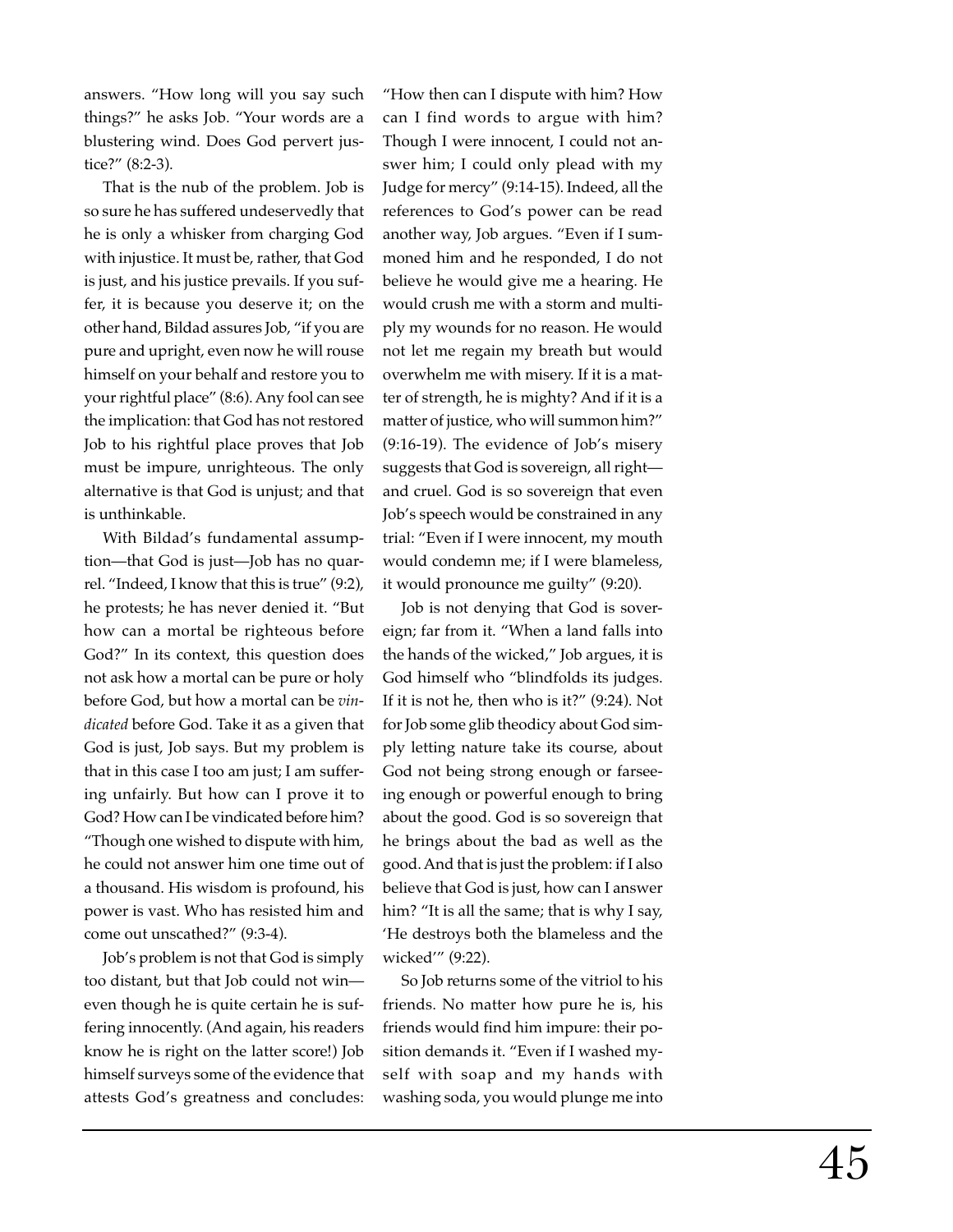answers. "How long will you say such things?" he asks Job. "Your words are a blustering wind. Does God pervert justice?" (8:2-3).

That is the nub of the problem. Job is so sure he has suffered undeservedly that he is only a whisker from charging God with injustice. It must be, rather, that God is just, and his justice prevails. If you suffer, it is because you deserve it; on the other hand, Bildad assures Job, "if you are pure and upright, even now he will rouse himself on your behalf and restore you to your rightful place" (8:6). Any fool can see the implication: that God has not restored Job to his rightful place proves that Job must be impure, unrighteous. The only alternative is that God is unjust; and that is unthinkable.

With Bildad's fundamental assumption—that God is just—Job has no quarrel. "Indeed, I know that this is true" (9:2), he protests; he has never denied it. "But how can a mortal be righteous before God?" In its context, this question does not ask how a mortal can be pure or holy before God, but how a mortal can be *vindicated* before God. Take it as a given that God is just, Job says. But my problem is that in this case I too am just; I am suffering unfairly. But how can I prove it to God? How can I be vindicated before him? "Though one wished to dispute with him, he could not answer him one time out of a thousand. His wisdom is profound, his power is vast. Who has resisted him and come out unscathed?" (9:3-4).

Job's problem is not that God is simply too distant, but that Job could not win—even though he is quite certain he is suffering innocently. (And again, his readers know he is right on the latter score!) Job himself surveys some of the evidence that attests God's greatness and concludes: "How then can I dispute with him? How can I find words to argue with him? Though I were innocent, I could not answer him; I could only plead with my Judge for mercy" (9:14-15). Indeed, all the references to God's power can be read another way, Job argues. "Even if I summoned him and he responded, I do not believe he would give me a hearing. He would crush me with a storm and multiply my wounds for no reason. He would not let me regain my breath but would overwhelm me with misery. If it is a matter of strength, he is mighty? And if it is a matter of justice, who will summon him?" (9:16-19). The evidence of Job's misery suggests that God is sovereign, all right—and cruel. God is so sovereign that even Job's speech would be constrained in any trial: "Even if I were innocent, my mouth would condemn me; if I were blameless, it would pronounce me guilty" (9:20).

Job is not denying that God is sovereign; far from it. "When a land falls into the hands of the wicked," Job argues, it is God himself who "blindfolds its judges. If it is not he, then who is it?" (9:24). Not for Job some glib theodicy about God simply letting nature take its course, about God not being strong enough or farseeing enough or powerful enough to bring about the good. God is so sovereign that he brings about the bad as well as the good. And that is just the problem: if I also believe that God is just, how can I answer him? "It is all the same; that is why I say, 'He destroys both the blameless and the wicked'" (9:22).

So Job returns some of the vitriol to his friends. No matter how pure he is, his friends would find him impure: their position demands it. "Even if I washed myself with soap and my hands with washing soda, you would plunge me into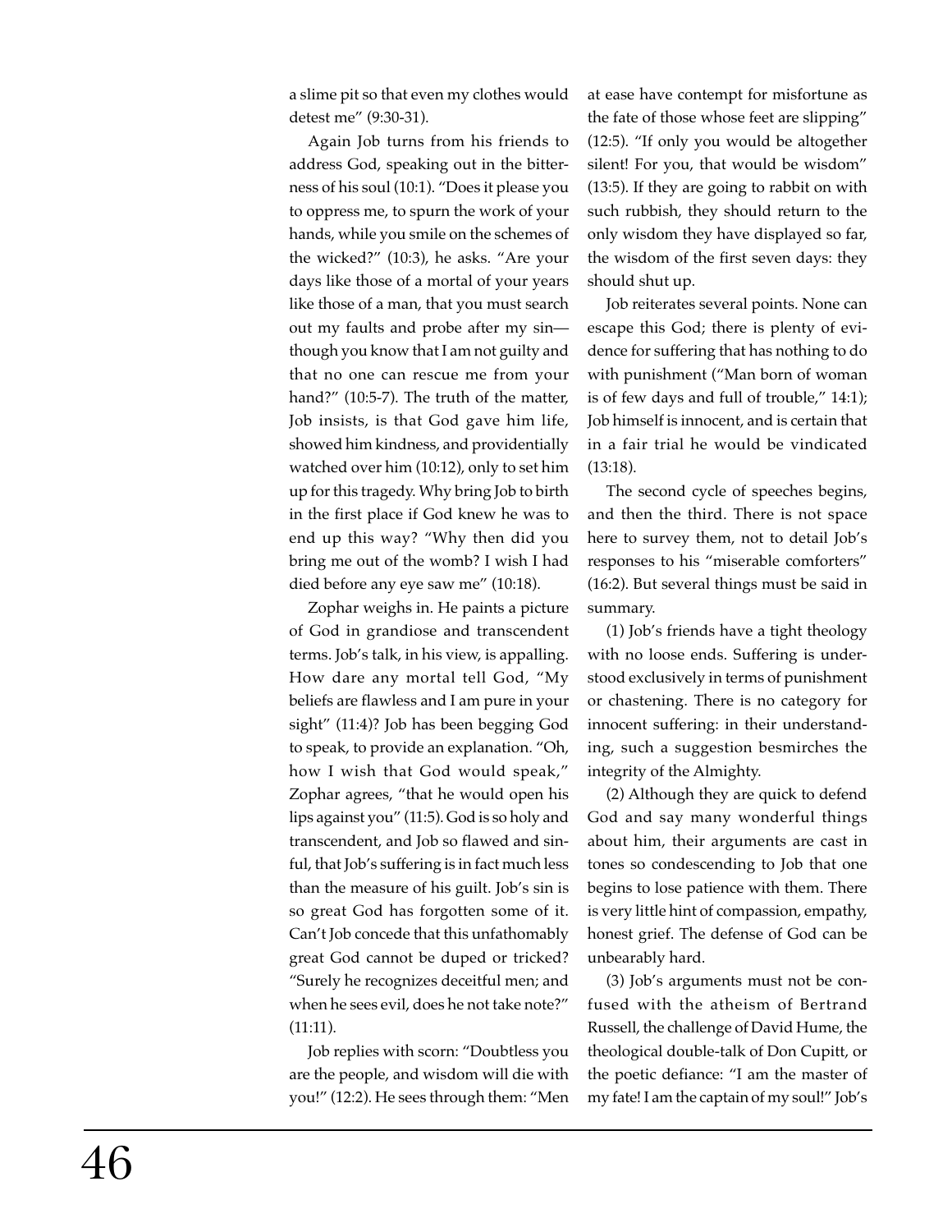a slime pit so that even my clothes would detest me" (9:30-31).

Again Job turns from his friends to address God, speaking out in the bitterness of his soul (10:1). "Does it please you to oppress me, to spurn the work of your hands, while you smile on the schemes of the wicked?" (10:3), he asks. "Are your days like those of a mortal of your years like those of a man, that you must search out my faults and probe after my sin—though you know that I am not guilty and that no one can rescue me from your hand?" (10:5-7). The truth of the matter, Job insists, is that God gave him life, showed him kindness, and providentially watched over him (10:12), only to set him up for this tragedy. Why bring Job to birth in the first place if God knew he was to end up this way? "Why then did you bring me out of the womb? I wish I had died before any eye saw me" (10:18).

Zophar weighs in. He paints a picture of God in grandiose and transcendent terms. Job's talk, in his view, is appalling. How dare any mortal tell God, "My beliefs are flawless and I am pure in your sight" (11:4)? Job has been begging God to speak, to provide an explanation. "Oh, how I wish that God would speak," Zophar agrees, "that he would open his lips against you" (11:5). God is so holy and transcendent, and Job so flawed and sinful, that Job's suffering is in fact much less than the measure of his guilt. Job's sin is so great God has forgotten some of it. Can't Job concede that this unfathomably great God cannot be duped or tricked? "Surely he recognizes deceitful men; and when he sees evil, does he not take note?" (11:11).

Job replies with scorn: "Doubtless you are the people, and wisdom will die with you!" (12:2). He sees through them: "Men at ease have contempt for misfortune as the fate of those whose feet are slipping" (12:5). "If only you would be altogether silent! For you, that would be wisdom" (13:5). If they are going to rabbit on with such rubbish, they should return to the only wisdom they have displayed so far, the wisdom of the first seven days: they should shut up.

Job reiterates several points. None can escape this God; there is plenty of evidence for suffering that has nothing to do with punishment ("Man born of woman is of few days and full of trouble," 14:1); Job himself is innocent, and is certain that in a fair trial he would be vindicated (13:18).

The second cycle of speeches begins, and then the third. There is not space here to survey them, not to detail Job's responses to his "miserable comforters" (16:2). But several things must be said in summary.

(1) Job's friends have a tight theology with no loose ends. Suffering is understood exclusively in terms of punishment or chastening. There is no category for innocent suffering: in their understanding, such a suggestion besmirches the integrity of the Almighty.

(2) Although they are quick to defend God and say many wonderful things about him, their arguments are cast in tones so condescending to Job that one begins to lose patience with them. There is very little hint of compassion, empathy, honest grief. The defense of God can be unbearably hard.

(3) Job's arguments must not be confused with the atheism of Bertrand Russell, the challenge of David Hume, the theological double-talk of Don Cupitt, or the poetic defiance: "I am the master of my fate! I am the captain of my soul!" Job's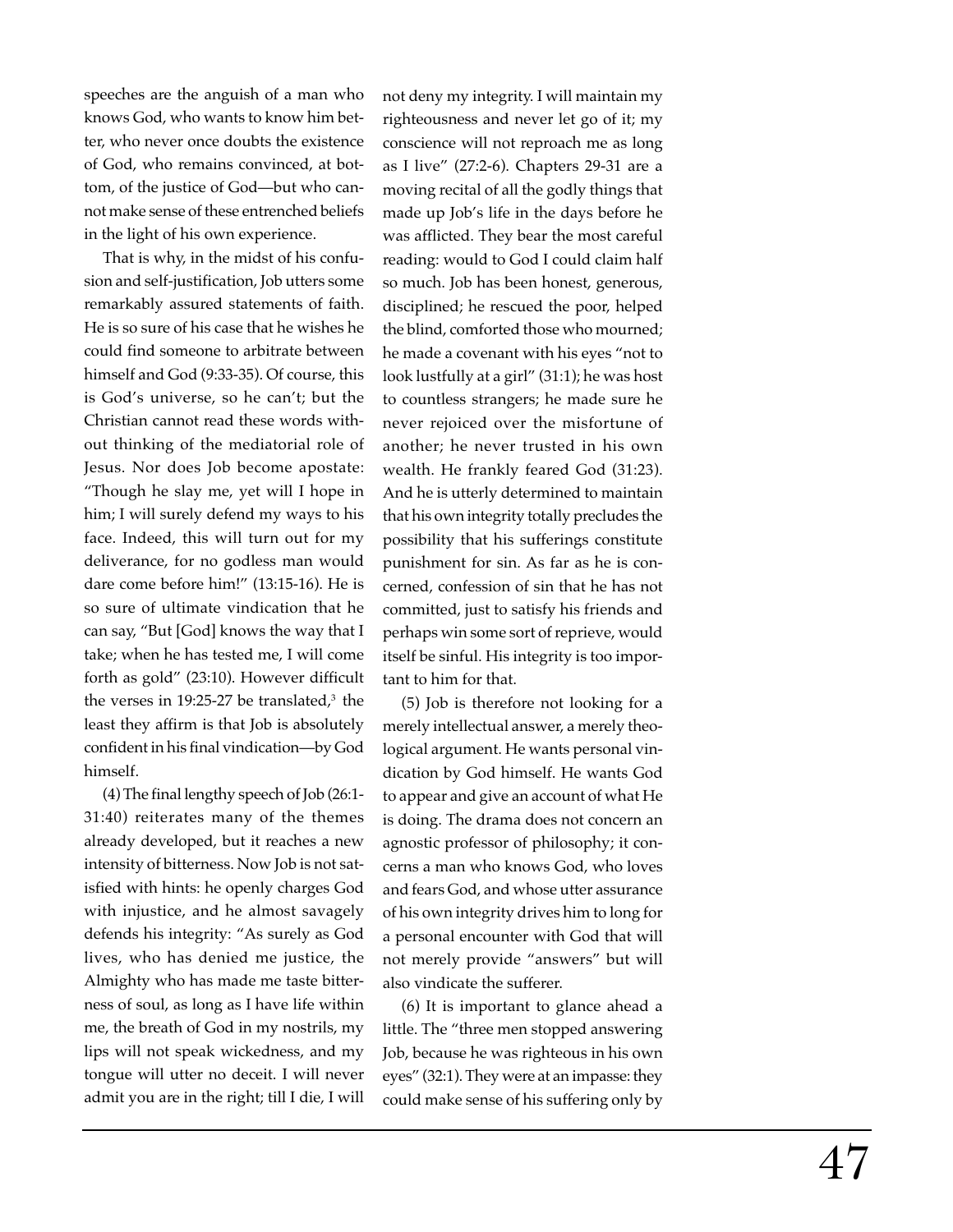speeches are the anguish of a man who knows God, who wants to know him better, who never once doubts the existence of God, who remains convinced, at bottom, of the justice of God—but who cannot make sense of these entrenched beliefs in the light of his own experience.

That is why, in the midst of his confusion and self-justification, Job utters some remarkably assured statements of faith. He is so sure of his case that he wishes he could find someone to arbitrate between himself and God (9:33-35). Of course, this is God's universe, so he can't; but the Christian cannot read these words without thinking of the mediatorial role of Jesus. Nor does Job become apostate: "Though he slay me, yet will I hope in him; I will surely defend my ways to his face. Indeed, this will turn out for my deliverance, for no godless man would dare come before him!" (13:15-16). He is so sure of ultimate vindication that he can say, "But [God] knows the way that I take; when he has tested me, I will come forth as gold" (23:10). However difficult the verses in 19:25-27 be translated,[3] the least they affirm is that Job is absolutely confident in his final vindication—by God himself.

(4) The final lengthy speech of Job (26:1-31:40) reiterates many of the themes already developed, but it reaches a new intensity of bitterness. Now Job is not satisfied with hints: he openly charges God with injustice, and he almost savagely defends his integrity: "As surely as God lives, who has denied me justice, the Almighty who has made me taste bitterness of soul, as long as I have life within me, the breath of God in my nostrils, my lips will not speak wickedness, and my tongue will utter no deceit. I will never admit you are in the right; till I die, I will not deny my integrity. I will maintain my righteousness and never let go of it; my conscience will not reproach me as long as I live" (27:2-6). Chapters 29-31 are a moving recital of all the godly things that made up Job's life in the days before he was afflicted. They bear the most careful reading: would to God I could claim half so much. Job has been honest, generous, disciplined; he rescued the poor, helped the blind, comforted those who mourned; he made a covenant with his eyes "not to look lustfully at a girl" (31:1); he was host to countless strangers; he made sure he never rejoiced over the misfortune of another; he never trusted in his own wealth. He frankly feared God (31:23). And he is utterly determined to maintain that his own integrity totally precludes the possibility that his sufferings constitute punishment for sin. As far as he is concerned, confession of sin that he has not committed, just to satisfy his friends and perhaps win some sort of reprieve, would itself be sinful. His integrity is too important to him for that.

(5) Job is therefore not looking for a merely intellectual answer, a merely theological argument. He wants personal vindication by God himself. He wants God to appear and give an account of what He is doing. The drama does not concern an agnostic professor of philosophy; it concerns a man who knows God, who loves and fears God, and whose utter assurance of his own integrity drives him to long for a personal encounter with God that will not merely provide "answers" but will also vindicate the sufferer.

(6) It is important to glance ahead a little. The "three men stopped answering Job, because he was righteous in his own eyes" (32:1). They were at an impasse: they could make sense of his suffering only by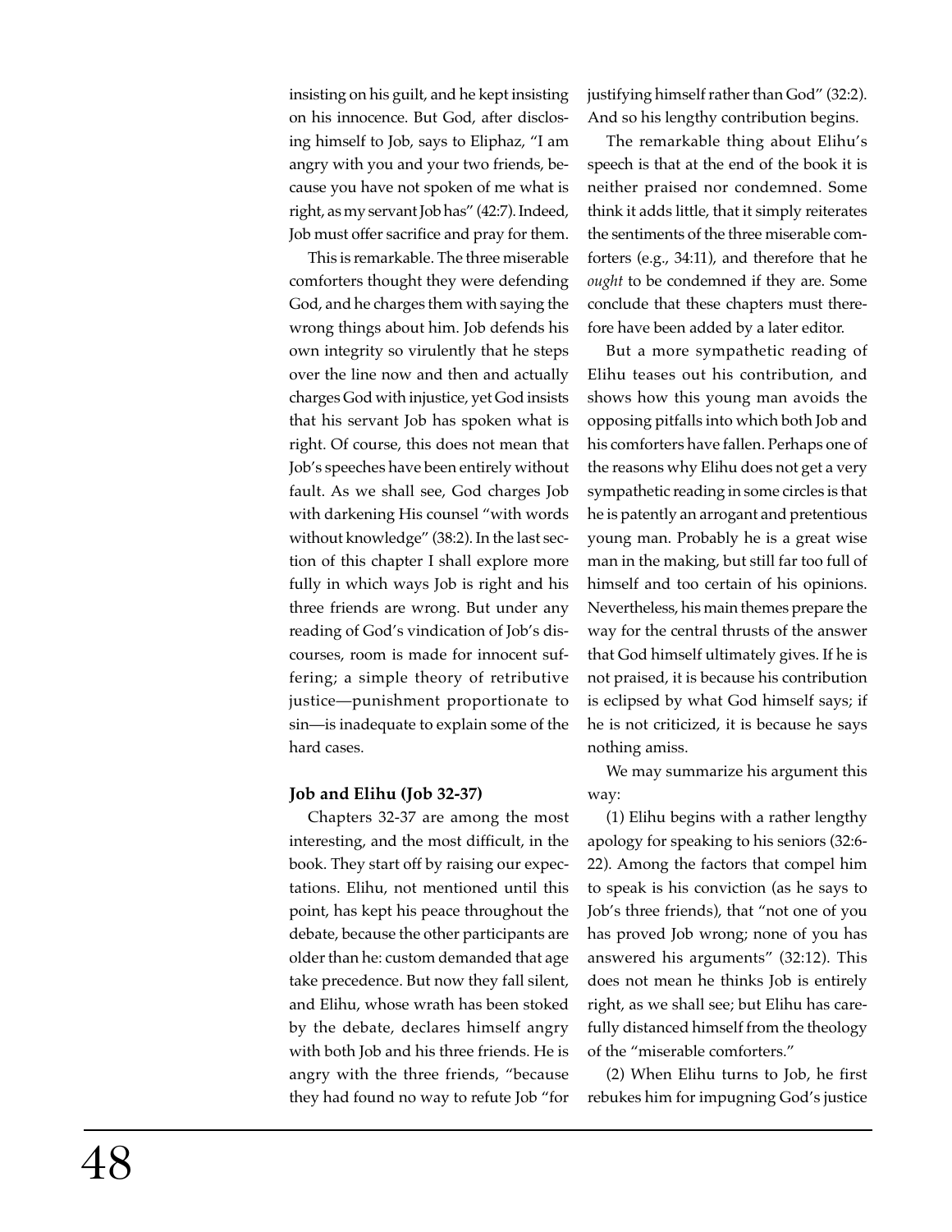insisting on his guilt, and he kept insisting on his innocence. But God, after disclosing himself to Job, says to Eliphaz, "I am angry with you and your two friends, because you have not spoken of me what is right, as my servant Job has" (42:7). Indeed, Job must offer sacrifice and pray for them.

This is remarkable. The three miserable comforters thought they were defending God, and he charges them with saying the wrong things about him. Job defends his own integrity so virulently that he steps over the line now and then and actually charges God with injustice, yet God insists that his servant Job has spoken what is right. Of course, this does not mean that Job's speeches have been entirely without fault. As we shall see, God charges Job with darkening His counsel "with words without knowledge" (38:2). In the last section of this chapter I shall explore more fully in which ways Job is right and his three friends are wrong. But under any reading of God's vindication of Job's discourses, room is made for innocent suffering; a simple theory of retributive justice—punishment proportionate to sin—is inadequate to explain some of the hard cases.

### Job and Elihu (Job 32-37)

Chapters 32-37 are among the most interesting, and the most difficult, in the book. They start off by raising our expectations. Elihu, not mentioned until this point, has kept his peace throughout the debate, because the other participants are older than he: custom demanded that age take precedence. But now they fall silent, and Elihu, whose wrath has been stoked by the debate, declares himself angry with both Job and his three friends. He is angry with the three friends, "because they had found no way to refute Job "for justifying himself rather than God" (32:2). And so his lengthy contribution begins.

The remarkable thing about Elihu's speech is that at the end of the book it is neither praised nor condemned. Some think it adds little, that it simply reiterates the sentiments of the three miserable comforters (e.g., 34:11), and therefore that he *ought* to be condemned if they are. Some conclude that these chapters must therefore have been added by a later editor.

But a more sympathetic reading of Elihu teases out his contribution, and shows how this young man avoids the opposing pitfalls into which both Job and his comforters have fallen. Perhaps one of the reasons why Elihu does not get a very sympathetic reading in some circles is that he is patently an arrogant and pretentious young man. Probably he is a great wise man in the making, but still far too full of himself and too certain of his opinions. Nevertheless, his main themes prepare the way for the central thrusts of the answer that God himself ultimately gives. If he is not praised, it is because his contribution is eclipsed by what God himself says; if he is not criticized, it is because he says nothing amiss.

We may summarize his argument this way:

(1) Elihu begins with a rather lengthy apology for speaking to his seniors (32:6-22). Among the factors that compel him to speak is his conviction (as he says to Job's three friends), that "not one of you has proved Job wrong; none of you has answered his arguments" (32:12). This does not mean he thinks Job is entirely right, as we shall see; but Elihu has carefully distanced himself from the theology of the "miserable comforters."

(2) When Elihu turns to Job, he first rebukes him for impugning God's justice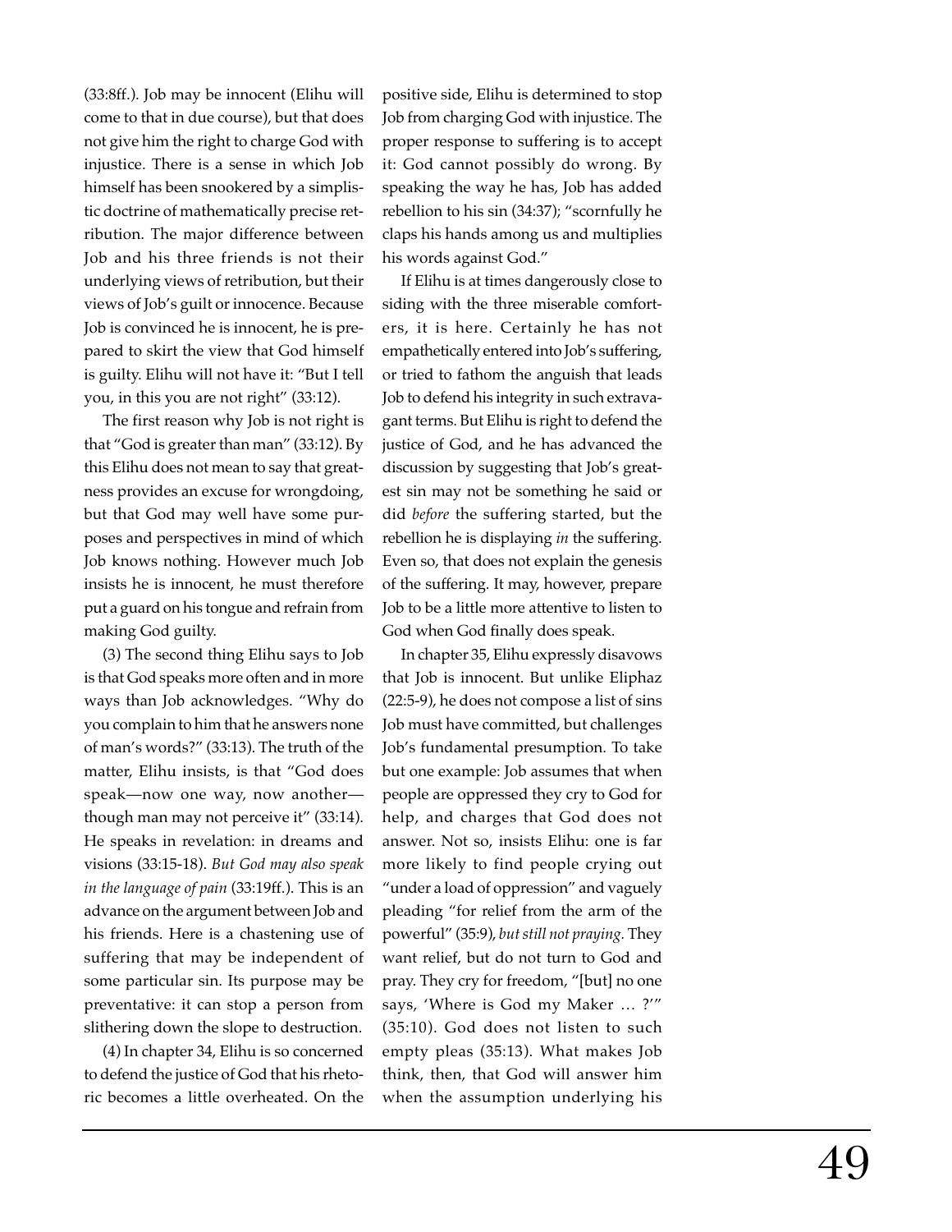(33:8ff.). Job may be innocent (Elihu will come to that in due course), but that does not give him the right to charge God with injustice. There is a sense in which Job himself has been snookered by a simplistic doctrine of mathematically precise retribution. The major difference between Job and his three friends is not their underlying views of retribution, but their views of Job's guilt or innocence. Because Job is convinced he is innocent, he is prepared to skirt the view that God himself is guilty. Elihu will not have it: "But I tell you, in this you are not right" (33:12).

The first reason why Job is not right is that "God is greater than man" (33:12). By this Elihu does not mean to say that greatness provides an excuse for wrongdoing, but that God may well have some purposes and perspectives in mind of which Job knows nothing. However much Job insists he is innocent, he must therefore put a guard on his tongue and refrain from making God guilty.

(3) The second thing Elihu says to Job is that God speaks more often and in more ways than Job acknowledges. "Why do you complain to him that he answers none of man's words?" (33:13). The truth of the matter, Elihu insists, is that "God does speak—now one way, now another—though man may not perceive it" (33:14). He speaks in revelation: in dreams and visions (33:15-18). *But God may also speak in the language of pain* (33:19ff.). This is an advance on the argument between Job and his friends. Here is a chastening use of suffering that may be independent of some particular sin. Its purpose may be preventative: it can stop a person from slithering down the slope to destruction.

(4) In chapter 34, Elihu is so concerned to defend the justice of God that his rhetoric becomes a little overheated. On the positive side, Elihu is determined to stop Job from charging God with injustice. The proper response to suffering is to accept it: God cannot possibly do wrong. By speaking the way he has, Job has added rebellion to his sin (34:37); "scornfully he claps his hands among us and multiplies his words against God."

If Elihu is at times dangerously close to siding with the three miserable comforters, it is here. Certainly he has not empathetically entered into Job's suffering, or tried to fathom the anguish that leads Job to defend his integrity in such extravagant terms. But Elihu is right to defend the justice of God, and he has advanced the discussion by suggesting that Job's greatest sin may not be something he said or did *before* the suffering started, but the rebellion he is displaying *in* the suffering. Even so, that does not explain the genesis of the suffering. It may, however, prepare Job to be a little more attentive to listen to God when God finally does speak.

In chapter 35, Elihu expressly disavows that Job is innocent. But unlike Eliphaz (22:5-9), he does not compose a list of sins Job must have committed, but challenges Job's fundamental presumption. To take but one example: Job assumes that when people are oppressed they cry to God for help, and charges that God does not answer. Not so, insists Elihu: one is far more likely to find people crying out "under a load of oppression" and vaguely pleading "for relief from the arm of the powerful" (35:9), *but still not praying.* They want relief, but do not turn to God and pray. They cry for freedom, "[but] no one says, 'Where is God my Maker … ?'" (35:10). God does not listen to such empty pleas (35:13). What makes Job think, then, that God will answer him when the assumption underlying his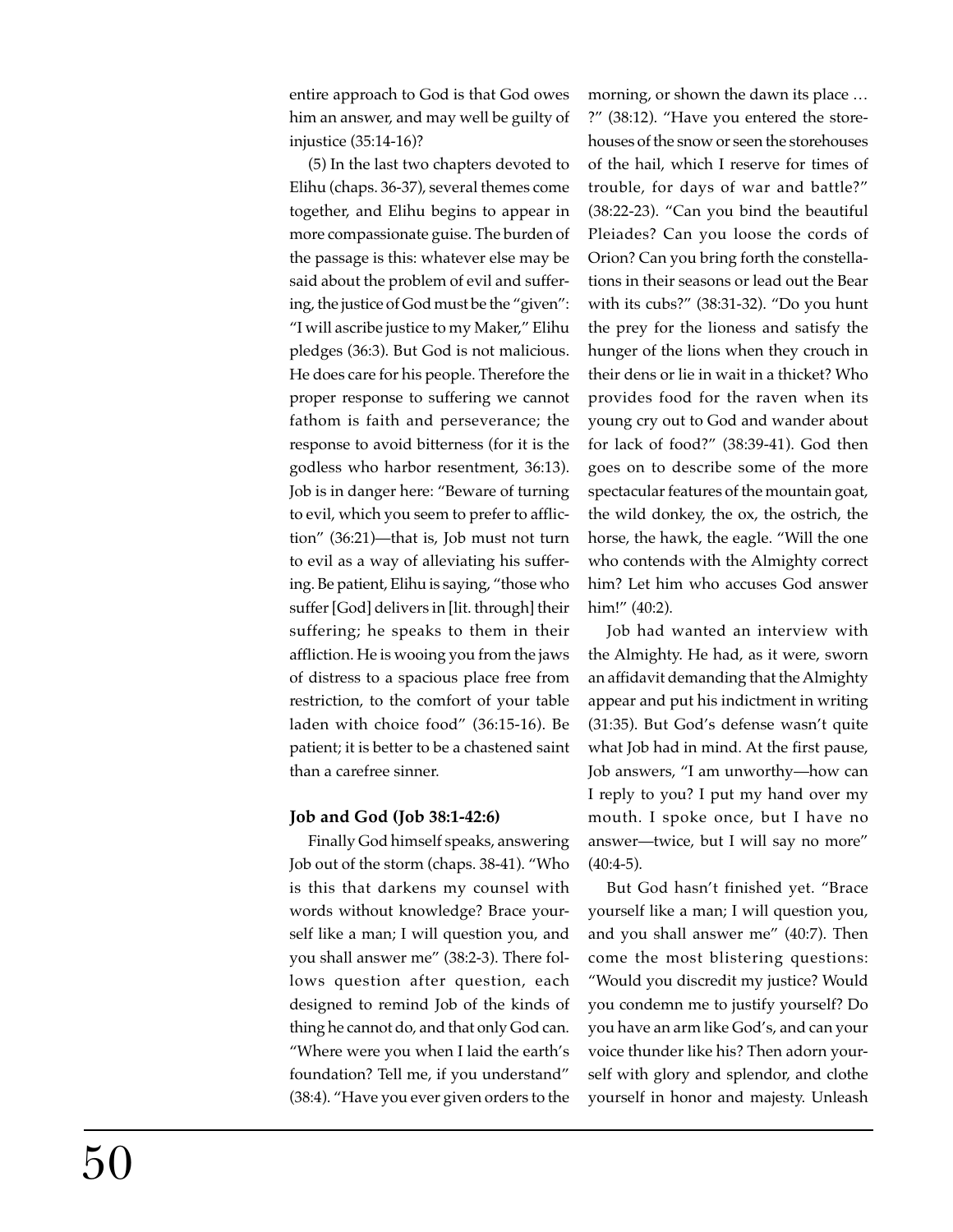entire approach to God is that God owes him an answer, and may well be guilty of injustice (35:14-16)?

(5) In the last two chapters devoted to Elihu (chaps. 36-37), several themes come together, and Elihu begins to appear in more compassionate guise. The burden of the passage is this: whatever else may be said about the problem of evil and suffering, the justice of God must be the "given": "I will ascribe justice to my Maker," Elihu pledges (36:3). But God is not malicious. He does care for his people. Therefore the proper response to suffering we cannot fathom is faith and perseverance; the response to avoid bitterness (for it is the godless who harbor resentment, 36:13). Job is in danger here: "Beware of turning to evil, which you seem to prefer to affliction" (36:21)—that is, Job must not turn to evil as a way of alleviating his suffering. Be patient, Elihu is saying, "those who suffer [God] delivers in [lit. through] their suffering; he speaks to them in their affliction. He is wooing you from the jaws of distress to a spacious place free from restriction, to the comfort of your table laden with choice food" (36:15-16). Be patient; it is better to be a chastened saint than a carefree sinner.

**Job and God (Job 38:1-42:6)**

Finally God himself speaks, answering Job out of the storm (chaps. 38-41). "Who is this that darkens my counsel with words without knowledge? Brace yourself like a man; I will question you, and you shall answer me" (38:2-3). There follows question after question, each designed to remind Job of the kinds of thing he cannot do, and that only God can. "Where were you when I laid the earth's foundation? Tell me, if you understand" (38:4). "Have you ever given orders to the morning, or shown the dawn its place … ?" (38:12). "Have you entered the storehouses of the snow or seen the storehouses of the hail, which I reserve for times of trouble, for days of war and battle?" (38:22-23). "Can you bind the beautiful Pleiades? Can you loose the cords of Orion? Can you bring forth the constellations in their seasons or lead out the Bear with its cubs?" (38:31-32). "Do you hunt the prey for the lioness and satisfy the hunger of the lions when they crouch in their dens or lie in wait in a thicket? Who provides food for the raven when its young cry out to God and wander about for lack of food?" (38:39-41). God then goes on to describe some of the more spectacular features of the mountain goat, the wild donkey, the ox, the ostrich, the horse, the hawk, the eagle. "Will the one who contends with the Almighty correct him? Let him who accuses God answer him!" (40:2).

Job had wanted an interview with the Almighty. He had, as it were, sworn an affidavit demanding that the Almighty appear and put his indictment in writing (31:35). But God's defense wasn't quite what Job had in mind. At the first pause, Job answers, "I am unworthy—how can I reply to you? I put my hand over my mouth. I spoke once, but I have no answer—twice, but I will say no more" (40:4-5).

But God hasn't finished yet. "Brace yourself like a man; I will question you, and you shall answer me" (40:7). Then come the most blistering questions: "Would you discredit my justice? Would you condemn me to justify yourself? Do you have an arm like God's, and can your voice thunder like his? Then adorn yourself with glory and splendor, and clothe yourself in honor and majesty. Unleash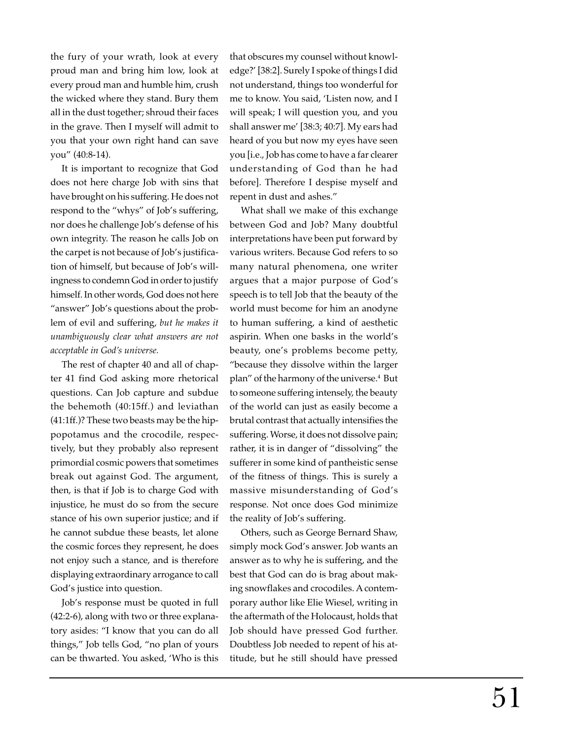the fury of your wrath, look at every proud man and bring him low, look at every proud man and humble him, crush the wicked where they stand. Bury them all in the dust together; shroud their faces in the grave. Then I myself will admit to you that your own right hand can save you" (40:8-14).

It is important to recognize that God does not here charge Job with sins that have brought on his suffering. He does not respond to the "whys" of Job's suffering, nor does he challenge Job's defense of his own integrity. The reason he calls Job on the carpet is not because of Job's justification of himself, but because of Job's willingness to condemn God in order to justify himself. In other words, God does not here "answer" Job's questions about the problem of evil and suffering, *but he makes it unambiguously clear what answers are not acceptable in God's universe.*

The rest of chapter 40 and all of chapter 41 find God asking more rhetorical questions. Can Job capture and subdue the behemoth (40:15ff.) and leviathan (41:1ff.)? These two beasts may be the hippopotamus and the crocodile, respectively, but they probably also represent primordial cosmic powers that sometimes break out against God. The argument, then, is that if Job is to charge God with injustice, he must do so from the secure stance of his own superior justice; and if he cannot subdue these beasts, let alone the cosmic forces they represent, he does not enjoy such a stance, and is therefore displaying extraordinary arrogance to call God's justice into question.

Job's response must be quoted in full (42:2-6), along with two or three explanatory asides: "I know that you can do all things," Job tells God, "no plan of yours can be thwarted. You asked, 'Who is this that obscures my counsel without knowledge?' [38:2]. Surely I spoke of things I did not understand, things too wonderful for me to know. You said, 'Listen now, and I will speak; I will question you, and you shall answer me' [38:3; 40:7]. My ears had heard of you but now my eyes have seen you [i.e., Job has come to have a far clearer understanding of God than he had before]. Therefore I despise myself and repent in dust and ashes."

What shall we make of this exchange between God and Job? Many doubtful interpretations have been put forward by various writers. Because God refers to so many natural phenomena, one writer argues that a major purpose of God's speech is to tell Job that the beauty of the world must become for him an anodyne to human suffering, a kind of aesthetic aspirin. When one basks in the world's beauty, one's problems become petty, "because they dissolve within the larger plan" of the harmony of the universe.[4] But to someone suffering intensely, the beauty of the world can just as easily become a brutal contrast that actually intensifies the suffering. Worse, it does not dissolve pain; rather, it is in danger of "dissolving" the sufferer in some kind of pantheistic sense of the fitness of things. This is surely a massive misunderstanding of God's response. Not once does God minimize the reality of Job's suffering.

Others, such as George Bernard Shaw, simply mock God's answer. Job wants an answer as to why he is suffering, and the best that God can do is brag about making snowflakes and crocodiles. A contemporary author like Elie Wiesel, writing in the aftermath of the Holocaust, holds that Job should have pressed God further. Doubtless Job needed to repent of his attitude, but he still should have pressed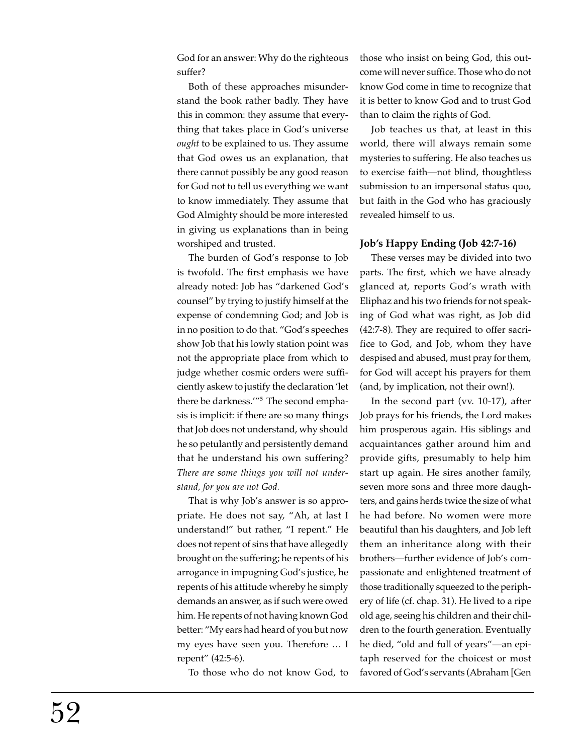God for an answer: Why do the righteous suffer?

Both of these approaches misunderstand the book rather badly. They have this in common: they assume that everything that takes place in God's universe *ought* to be explained to us. They assume that God owes us an explanation, that there cannot possibly be any good reason for God not to tell us everything we want to know immediately. They assume that God Almighty should be more interested in giving us explanations than in being worshiped and trusted.

The burden of God's response to Job is twofold. The first emphasis we have already noted: Job has "darkened God's counsel" by trying to justify himself at the expense of condemning God; and Job is in no position to do that. "God's speeches show Job that his lowly station point was not the appropriate place from which to judge whether cosmic orders were sufficiently askew to justify the declaration 'let there be darkness.'"[5] The second emphasis is implicit: if there are so many things that Job does not understand, why should he so petulantly and persistently demand that he understand his own suffering? *There are some things you will not understand, for you are not God.*

That is why Job's answer is so appropriate. He does not say, "Ah, at last I understand!" but rather, "I repent." He does not repent of sins that have allegedly brought on the suffering; he repents of his arrogance in impugning God's justice, he repents of his attitude whereby he simply demands an answer, as if such were owed him. He repents of not having known God better: "My ears had heard of you but now my eyes have seen you. Therefore … I repent" (42:5-6).

To those who do not know God, to those who insist on being God, this outcome will never suffice. Those who do not know God come in time to recognize that it is better to know God and to trust God than to claim the rights of God.

Job teaches us that, at least in this world, there will always remain some mysteries to suffering. He also teaches us to exercise faith—not blind, thoughtless submission to an impersonal status quo, but faith in the God who has graciously revealed himself to us.

**Job's Happy Ending (Job 42:7-16)**

These verses may be divided into two parts. The first, which we have already glanced at, reports God's wrath with Eliphaz and his two friends for not speaking of God what was right, as Job did (42:7-8). They are required to offer sacrifice to God, and Job, whom they have despised and abused, must pray for them, for God will accept his prayers for them (and, by implication, not their own!).

In the second part (vv. 10-17), after Job prays for his friends, the Lord makes him prosperous again. His siblings and acquaintances gather around him and provide gifts, presumably to help him start up again. He sires another family, seven more sons and three more daughters, and gains herds twice the size of what he had before. No women were more beautiful than his daughters, and Job left them an inheritance along with their brothers—further evidence of Job's compassionate and enlightened treatment of those traditionally squeezed to the periphery of life (cf. chap. 31). He lived to a ripe old age, seeing his children and their children to the fourth generation. Eventually he died, "old and full of years"—an epitaph reserved for the choicest or most favored of God's servants (Abraham [Gen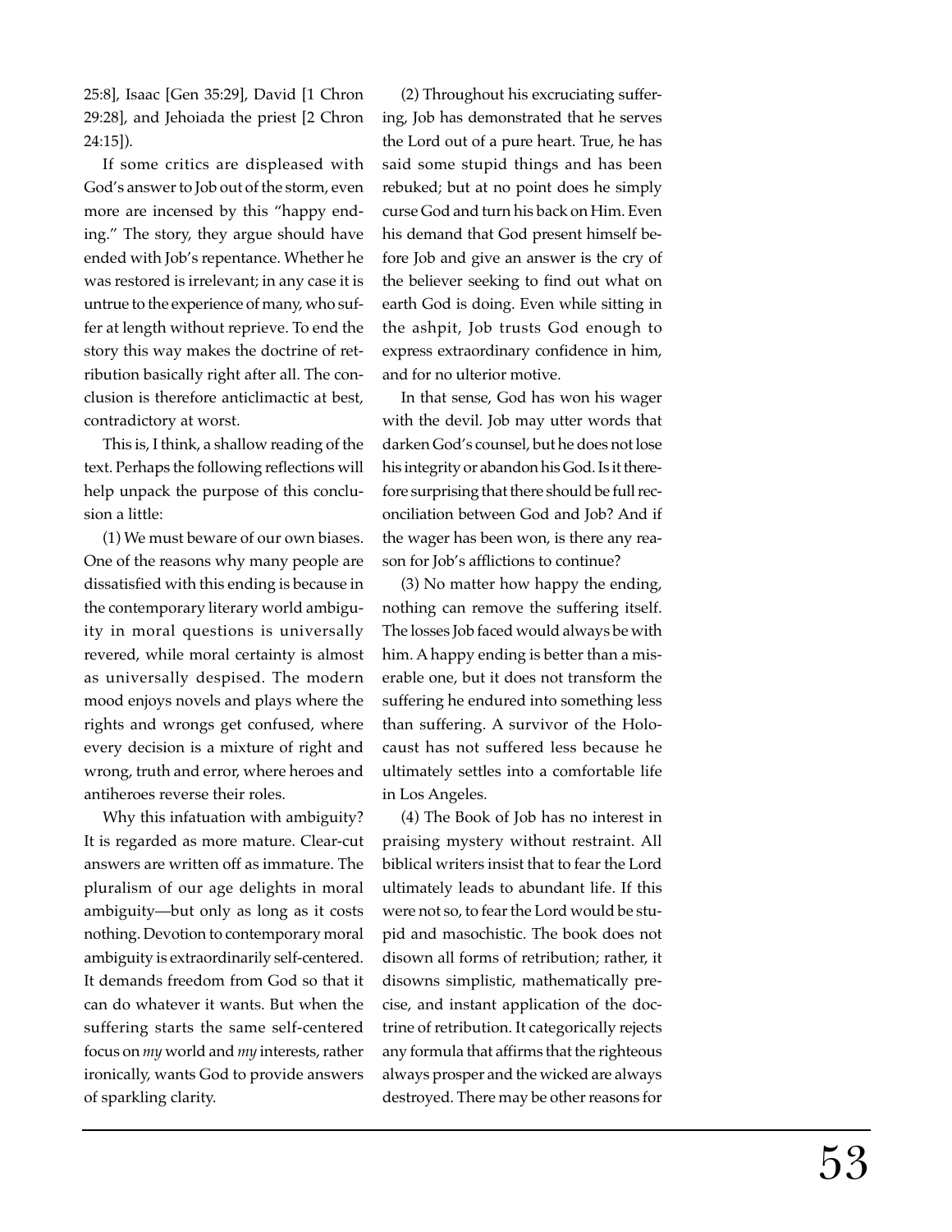25:8], Isaac [Gen 35:29], David [1 Chron 29:28], and Jehoiada the priest [2 Chron 24:15]).

If some critics are displeased with God's answer to Job out of the storm, even more are incensed by this "happy ending." The story, they argue should have ended with Job's repentance. Whether he was restored is irrelevant; in any case it is untrue to the experience of many, who suffer at length without reprieve. To end the story this way makes the doctrine of retribution basically right after all. The conclusion is therefore anticlimactic at best, contradictory at worst.

This is, I think, a shallow reading of the text. Perhaps the following reflections will help unpack the purpose of this conclusion a little:

(1) We must beware of our own biases. One of the reasons why many people are dissatisfied with this ending is because in the contemporary literary world ambiguity in moral questions is universally revered, while moral certainty is almost as universally despised. The modern mood enjoys novels and plays where the rights and wrongs get confused, where every decision is a mixture of right and wrong, truth and error, where heroes and antiheroes reverse their roles.

Why this infatuation with ambiguity? It is regarded as more mature. Clear-cut answers are written off as immature. The pluralism of our age delights in moral ambiguity—but only as long as it costs nothing. Devotion to contemporary moral ambiguity is extraordinarily self-centered. It demands freedom from God so that it can do whatever it wants. But when the suffering starts the same self-centered focus on *my* world and *my* interests, rather ironically, wants God to provide answers of sparkling clarity.

(2) Throughout his excruciating suffering, Job has demonstrated that he serves the Lord out of a pure heart. True, he has said some stupid things and has been rebuked; but at no point does he simply curse God and turn his back on Him. Even his demand that God present himself before Job and give an answer is the cry of the believer seeking to find out what on earth God is doing. Even while sitting in the ashpit, Job trusts God enough to express extraordinary confidence in him, and for no ulterior motive.

In that sense, God has won his wager with the devil. Job may utter words that darken God's counsel, but he does not lose his integrity or abandon his God. Is it therefore surprising that there should be full reconciliation between God and Job? And if the wager has been won, is there any reason for Job's afflictions to continue?

(3) No matter how happy the ending, nothing can remove the suffering itself. The losses Job faced would always be with him. A happy ending is better than a miserable one, but it does not transform the suffering he endured into something less than suffering. A survivor of the Holocaust has not suffered less because he ultimately settles into a comfortable life in Los Angeles.

(4) The Book of Job has no interest in praising mystery without restraint. All biblical writers insist that to fear the Lord ultimately leads to abundant life. If this were not so, to fear the Lord would be stupid and masochistic. The book does not disown all forms of retribution; rather, it disowns simplistic, mathematically precise, and instant application of the doctrine of retribution. It categorically rejects any formula that affirms that the righteous always prosper and the wicked are always destroyed. There may be other reasons for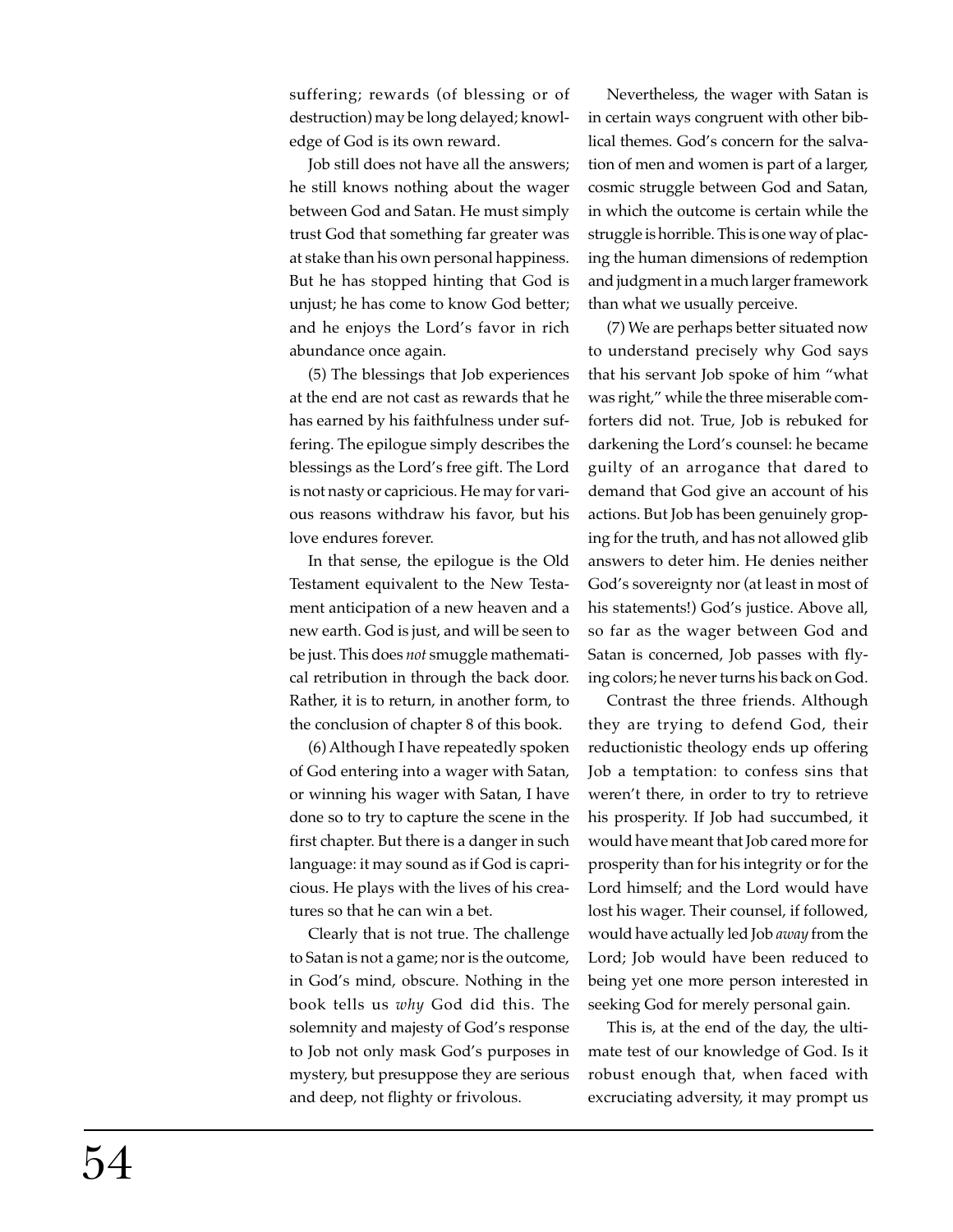suffering; rewards (of blessing or of destruction) may be long delayed; knowledge of God is its own reward.

Job still does not have all the answers; he still knows nothing about the wager between God and Satan. He must simply trust God that something far greater was at stake than his own personal happiness. But he has stopped hinting that God is unjust; he has come to know God better; and he enjoys the Lord's favor in rich abundance once again.

(5) The blessings that Job experiences at the end are not cast as rewards that he has earned by his faithfulness under suffering. The epilogue simply describes the blessings as the Lord's free gift. The Lord is not nasty or capricious. He may for various reasons withdraw his favor, but his love endures forever.

In that sense, the epilogue is the Old Testament equivalent to the New Testament anticipation of a new heaven and a new earth. God is just, and will be seen to be just. This does *not* smuggle mathematical retribution in through the back door. Rather, it is to return, in another form, to the conclusion of chapter 8 of this book.

(6) Although I have repeatedly spoken of God entering into a wager with Satan, or winning his wager with Satan, I have done so to try to capture the scene in the first chapter. But there is a danger in such language: it may sound as if God is capricious. He plays with the lives of his creatures so that he can win a bet.

Clearly that is not true. The challenge to Satan is not a game; nor is the outcome, in God's mind, obscure. Nothing in the book tells us *why* God did this. The solemnity and majesty of God's response to Job not only mask God's purposes in mystery, but presuppose they are serious and deep, not flighty or frivolous.

Nevertheless, the wager with Satan is in certain ways congruent with other biblical themes. God's concern for the salvation of men and women is part of a larger, cosmic struggle between God and Satan, in which the outcome is certain while the struggle is horrible. This is one way of placing the human dimensions of redemption and judgment in a much larger framework than what we usually perceive.

(7) We are perhaps better situated now to understand precisely why God says that his servant Job spoke of him "what was right," while the three miserable comforters did not. True, Job is rebuked for darkening the Lord's counsel: he became guilty of an arrogance that dared to demand that God give an account of his actions. But Job has been genuinely groping for the truth, and has not allowed glib answers to deter him. He denies neither God's sovereignty nor (at least in most of his statements!) God's justice. Above all, so far as the wager between God and Satan is concerned, Job passes with flying colors; he never turns his back on God.

Contrast the three friends. Although they are trying to defend God, their reductionistic theology ends up offering Job a temptation: to confess sins that weren't there, in order to try to retrieve his prosperity. If Job had succumbed, it would have meant that Job cared more for prosperity than for his integrity or for the Lord himself; and the Lord would have lost his wager. Their counsel, if followed, would have actually led Job *away* from the Lord; Job would have been reduced to being yet one more person interested in seeking God for merely personal gain.

This is, at the end of the day, the ultimate test of our knowledge of God. Is it robust enough that, when faced with excruciating adversity, it may prompt us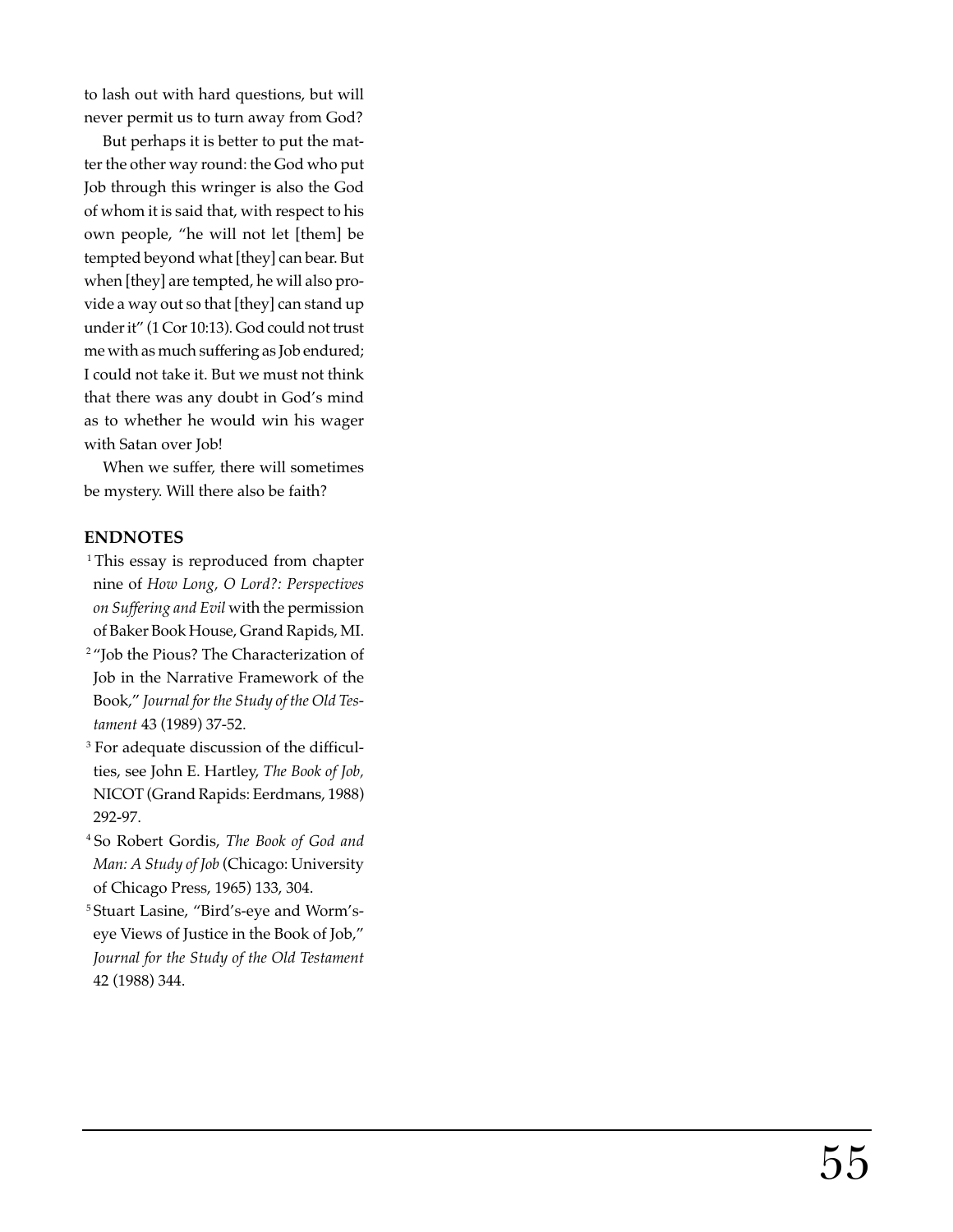to lash out with hard questions, but will never permit us to turn away from God?

But perhaps it is better to put the matter the other way round: the God who put Job through this wringer is also the God of whom it is said that, with respect to his own people, "he will not let [them] be tempted beyond what [they] can bear. But when [they] are tempted, he will also provide a way out so that [they] can stand up under it" (1 Cor 10:13). God could not trust me with as much suffering as Job endured; I could not take it. But we must not think that there was any doubt in God's mind as to whether he would win his wager with Satan over Job!

When we suffer, there will sometimes be mystery. Will there also be faith?

**ENDNOTES**

[1] This essay is reproduced from chapter nine of *How Long, O Lord?: Perspectives on Suffering and Evil* with the permission of Baker Book House, Grand Rapids, MI.

[2] "Job the Pious? The Characterization of Job in the Narrative Framework of the Book," *Journal for the Study of the Old Testament* 43 (1989) 37-52.

[3] For adequate discussion of the difficulties, see John E. Hartley, *The Book of Job,* NICOT (Grand Rapids: Eerdmans, 1988) 292-97.

[4] So Robert Gordis, *The Book of God and Man: A Study of Job* (Chicago: University of Chicago Press, 1965) 133, 304.

[5] Stuart Lasine, "Bird's-eye and Worm's-eye Views of Justice in the Book of Job," *Journal for the Study of the Old Testament* 42 (1988) 344.